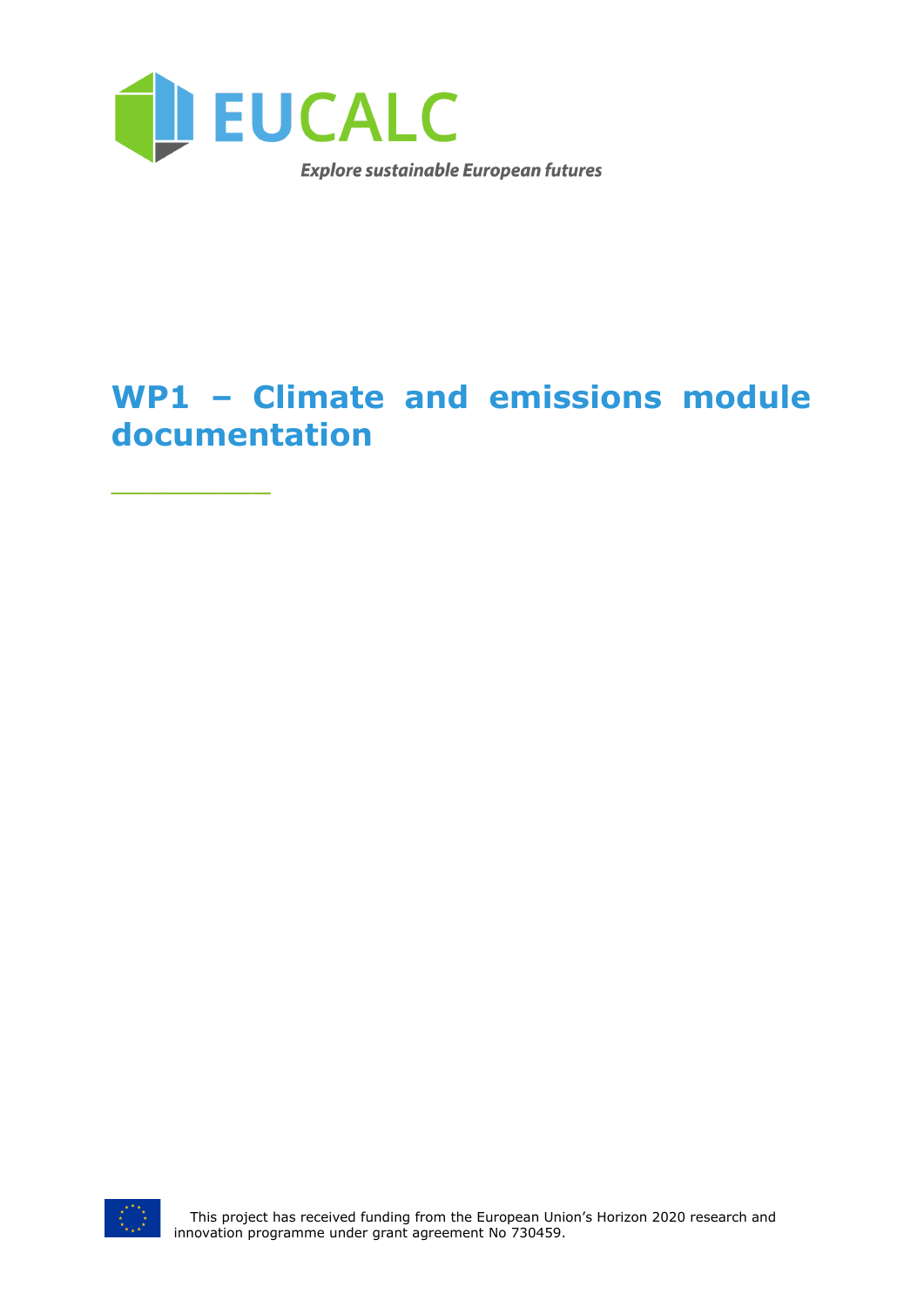EUCALC

*Explore sustainable European futures*

# WP1 – Climate and emissions module documentation

This project has received funding from the European Union's Horizon 2020 research and innovation programme under grant agreement No 730459.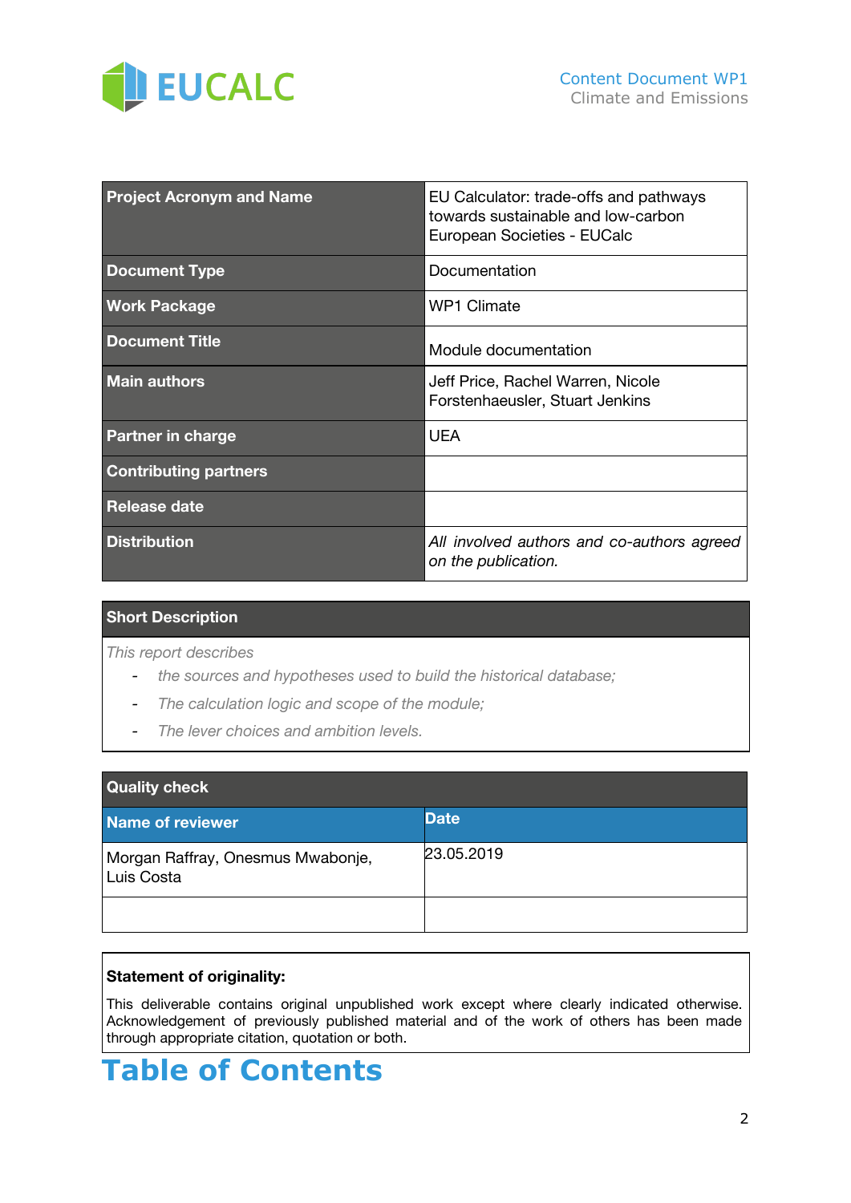| Project Acronym and Name | EU Calculator: trade-offs and pathways towards sustainable and low-carbon European Societies - EUCalc |
|---|---|
| Document Type | Documentation |
| Work Package | WP1 Climate |
| Document Title | Module documentation |
| Main authors | Jeff Price, Rachel Warren, Nicole Forstenhaeusler, Stuart Jenkins |
| Partner in charge | UEA |
| Contributing partners | |
| Release date | |
| Distribution | *All involved authors and co-authors agreed on the publication.* |

**Short Description**

*This report describes*

- *the sources and hypotheses used to build the historical database;*
- *The calculation logic and scope of the module;*
- *The lever choices and ambition levels.*

| Quality check | |
|---|---|
| **Name of reviewer** | **Date** |
| Morgan Raffray, Onesmus Mwabonje, Luis Costa | 23.05.2019 |
| | |

**Statement of originality:**

This deliverable contains original unpublished work except where clearly indicated otherwise. Acknowledgement of previously published material and of the work of others has been made through appropriate citation, quotation or both.

# Table of Contents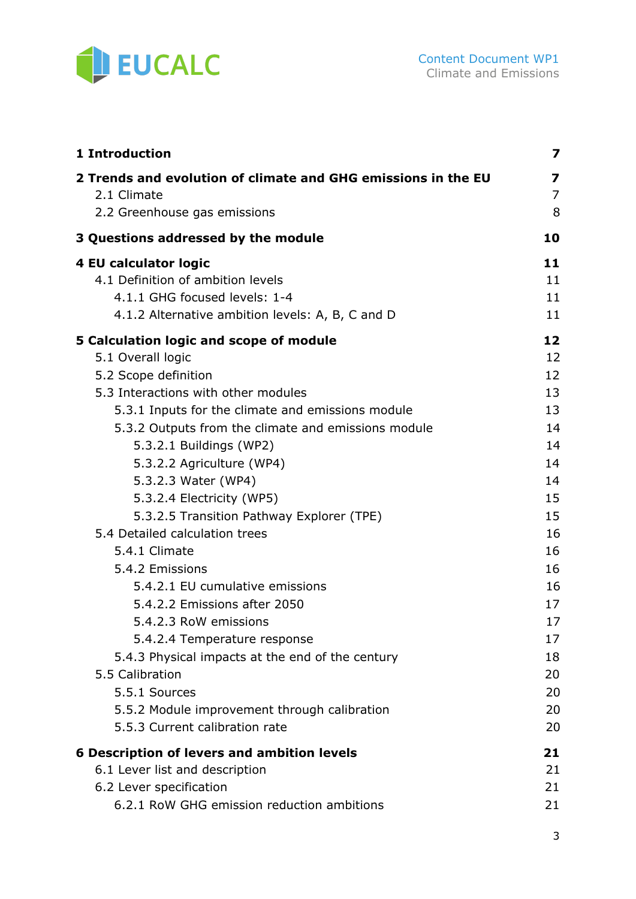| | |
|---|---|
| **1 Introduction** | **7** |
| **2 Trends and evolution of climate and GHG emissions in the EU** | **7** |
| 2.1 Climate | 7 |
| 2.2 Greenhouse gas emissions | 8 |
| **3 Questions addressed by the module** | **10** |
| **4 EU calculator logic** | **11** |
| 4.1 Definition of ambition levels | 11 |
| 4.1.1 GHG focused levels: 1-4 | 11 |
| 4.1.2 Alternative ambition levels: A, B, C and D | 11 |
| **5 Calculation logic and scope of module** | **12** |
| 5.1 Overall logic | 12 |
| 5.2 Scope definition | 12 |
| 5.3 Interactions with other modules | 13 |
| 5.3.1 Inputs for the climate and emissions module | 13 |
| 5.3.2 Outputs from the climate and emissions module | 14 |
| 5.3.2.1 Buildings (WP2) | 14 |
| 5.3.2.2 Agriculture (WP4) | 14 |
| 5.3.2.3 Water (WP4) | 14 |
| 5.3.2.4 Electricity (WP5) | 15 |
| 5.3.2.5 Transition Pathway Explorer (TPE) | 15 |
| 5.4 Detailed calculation trees | 16 |
| 5.4.1 Climate | 16 |
| 5.4.2 Emissions | 16 |
| 5.4.2.1 EU cumulative emissions | 16 |
| 5.4.2.2 Emissions after 2050 | 17 |
| 5.4.2.3 RoW emissions | 17 |
| 5.4.2.4 Temperature response | 17 |
| 5.4.3 Physical impacts at the end of the century | 18 |
| 5.5 Calibration | 20 |
| 5.5.1 Sources | 20 |
| 5.5.2 Module improvement through calibration | 20 |
| 5.5.3 Current calibration rate | 20 |
| **6 Description of levers and ambition levels** | **21** |
| 6.1 Lever list and description | 21 |
| 6.2 Lever specification | 21 |
| 6.2.1 RoW GHG emission reduction ambitions | 21 |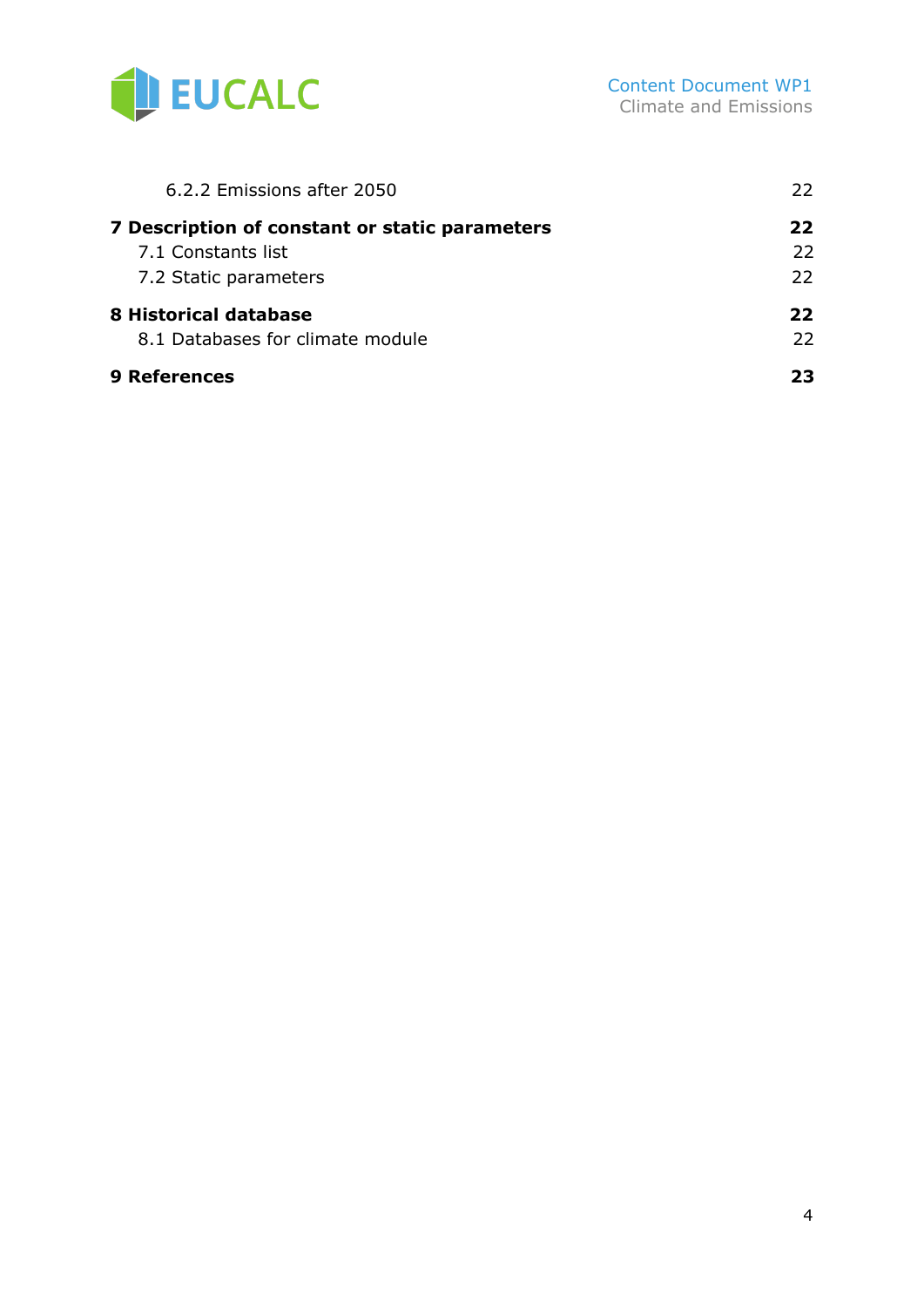6.2.2 Emissions after 2050 22

**7 Description of constant or static parameters** **22**

7.1 Constants list 22

7.2 Static parameters 22

**8 Historical database** **22**

8.1 Databases for climate module 22

**9 References** **23**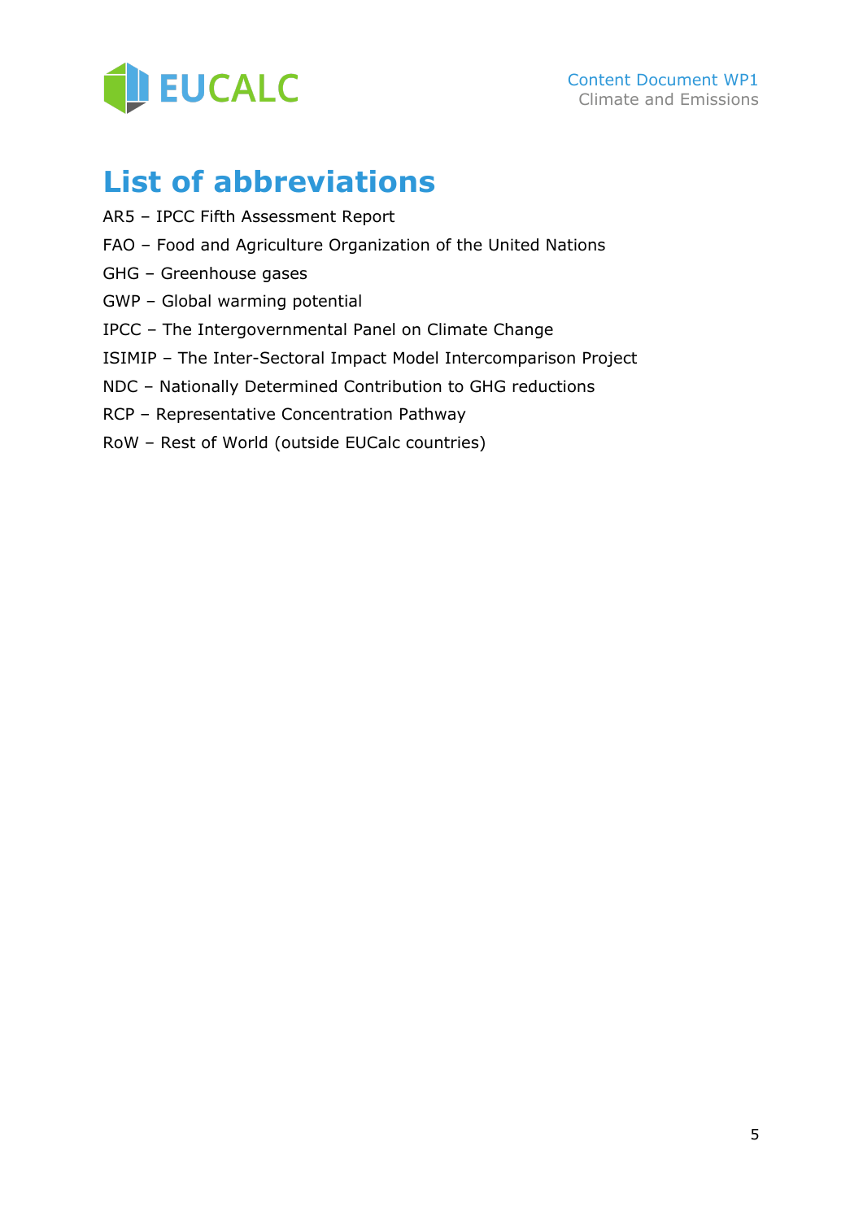# List of abbreviations

AR5 – IPCC Fifth Assessment Report

FAO – Food and Agriculture Organization of the United Nations

GHG – Greenhouse gases

GWP – Global warming potential

IPCC – The Intergovernmental Panel on Climate Change

ISIMIP – The Inter-Sectoral Impact Model Intercomparison Project

NDC – Nationally Determined Contribution to GHG reductions

RCP – Representative Concentration Pathway

RoW – Rest of World (outside EUCalc countries)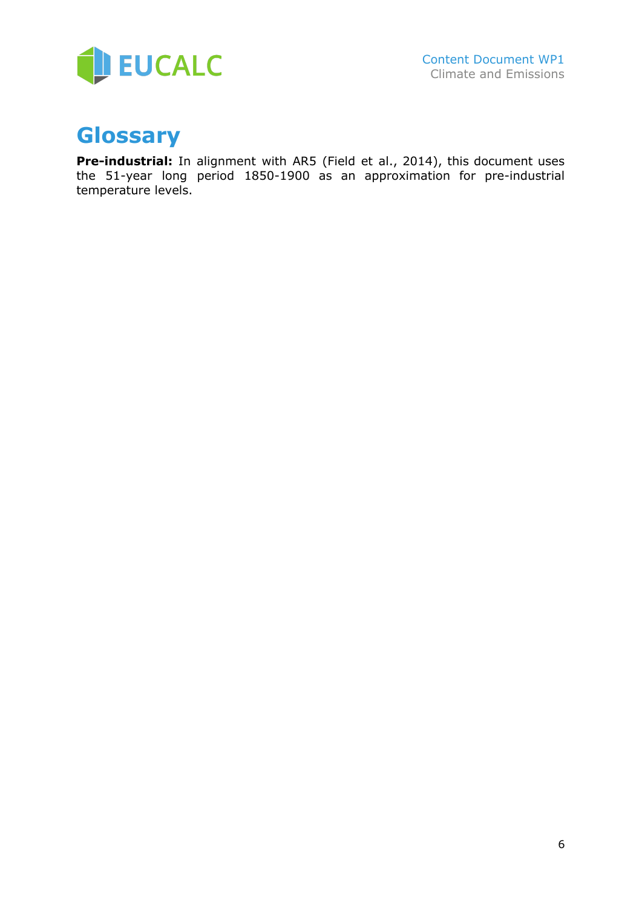# Glossary

**Pre-industrial:** In alignment with AR5 (Field et al., 2014), this document uses the 51-year long period 1850-1900 as an approximation for pre-industrial temperature levels.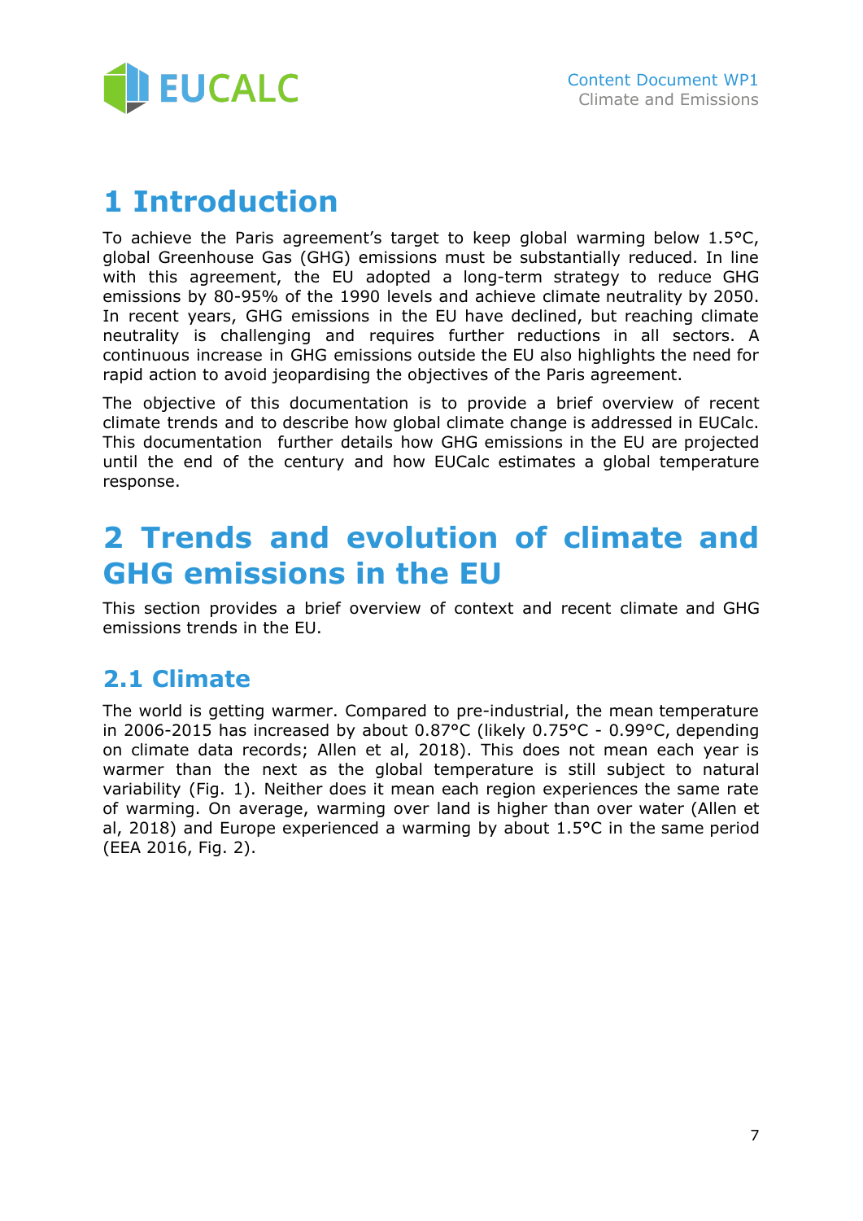# 1 Introduction

To achieve the Paris agreement's target to keep global warming below 1.5°C, global Greenhouse Gas (GHG) emissions must be substantially reduced. In line with this agreement, the EU adopted a long-term strategy to reduce GHG emissions by 80-95% of the 1990 levels and achieve climate neutrality by 2050. In recent years, GHG emissions in the EU have declined, but reaching climate neutrality is challenging and requires further reductions in all sectors. A continuous increase in GHG emissions outside the EU also highlights the need for rapid action to avoid jeopardising the objectives of the Paris agreement.

The objective of this documentation is to provide a brief overview of recent climate trends and to describe how global climate change is addressed in EUCalc. This documentation further details how GHG emissions in the EU are projected until the end of the century and how EUCalc estimates a global temperature response.

# 2 Trends and evolution of climate and GHG emissions in the EU

This section provides a brief overview of context and recent climate and GHG emissions trends in the EU.

## 2.1 Climate

The world is getting warmer. Compared to pre-industrial, the mean temperature in 2006-2015 has increased by about 0.87°C (likely 0.75°C - 0.99°C, depending on climate data records; Allen et al, 2018). This does not mean each year is warmer than the next as the global temperature is still subject to natural variability (Fig. 1). Neither does it mean each region experiences the same rate of warming. On average, warming over land is higher than over water (Allen et al, 2018) and Europe experienced a warming by about 1.5°C in the same period (EEA 2016, Fig. 2).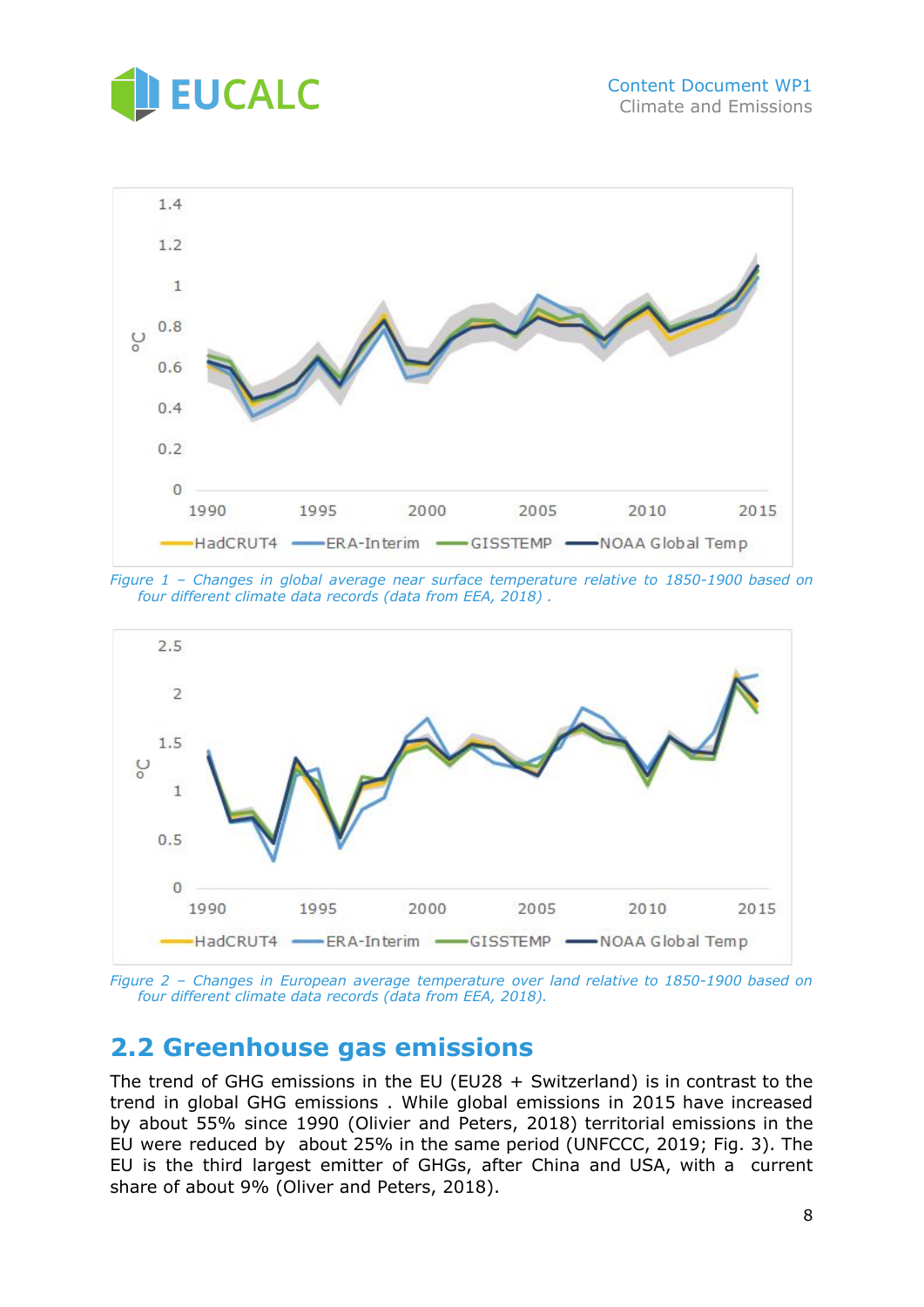Figure 1 – Changes in global average near surface temperature relative to 1850-1900 based on four different climate data records (data from EEA, 2018) .

Figure 2 – Changes in European average temperature over land relative to 1850-1900 based on four different climate data records (data from EEA, 2018).

## 2.2 Greenhouse gas emissions

The trend of GHG emissions in the EU (EU28 + Switzerland) is in contrast to the trend in global GHG emissions . While global emissions in 2015 have increased by about 55% since 1990 (Olivier and Peters, 2018) territorial emissions in the EU were reduced by about 25% in the same period (UNFCCC, 2019; Fig. 3). The EU is the third largest emitter of GHGs, after China and USA, with a current share of about 9% (Oliver and Peters, 2018).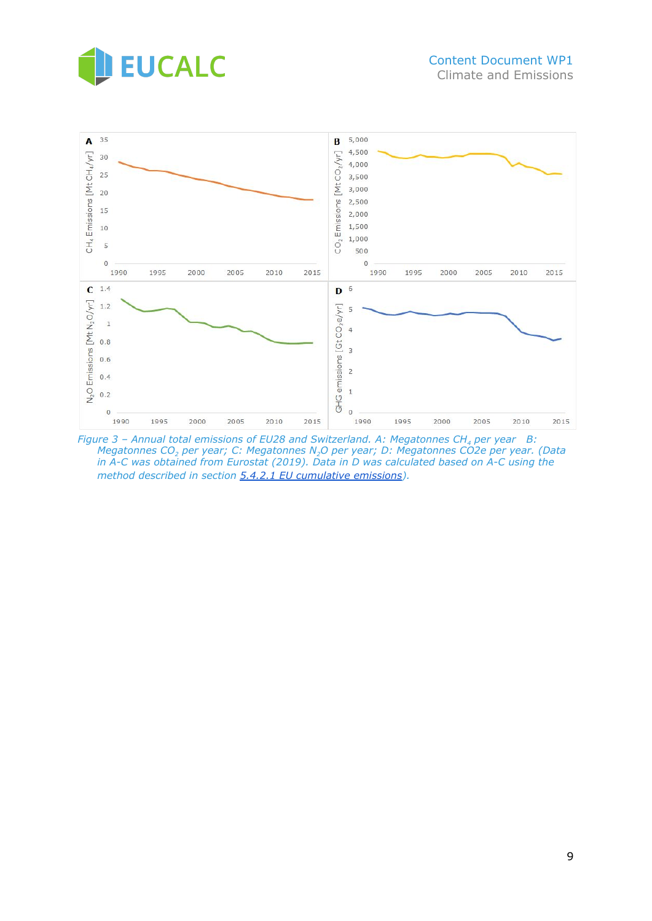*Figure 3 – Annual total emissions of EU28 and Switzerland. A: Megatonnes $CH_4$ per year B: Megatonnes $CO_2$ per year; C: Megatonnes $N_2O$ per year; D: Megatonnes CO2e per year. (Data in A-C was obtained from Eurostat (2019). Data in D was calculated based on A-C using the method described in section 5.4.2.1 EU cumulative emissions).*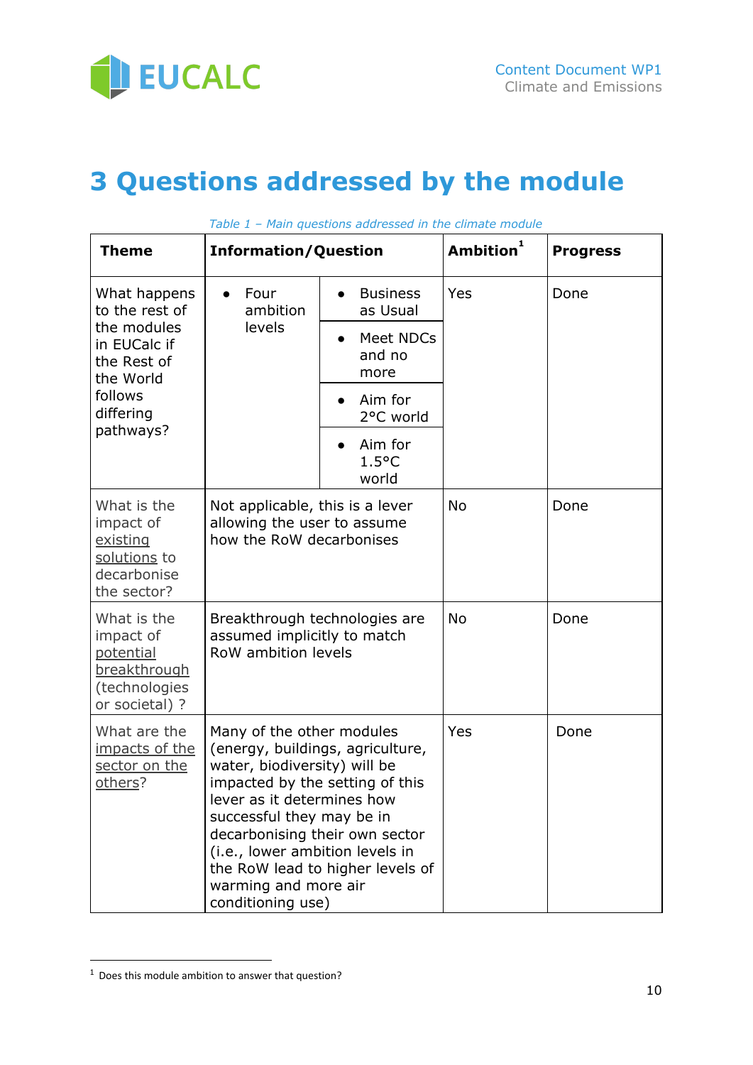# 3 Questions addressed by the module

*Table 1 – Main questions addressed in the climate module*

| Theme | Information/Question | | Ambition[1] | Progress |
|---|---|---|---|---|
| What happens to the rest of the modules in EUCalc if the Rest of the World follows differing pathways? | • Four ambition levels | • Business as Usual<br>• Meet NDCs and no more<br>• Aim for 2°C world<br>• Aim for 1.5°C world | Yes | Done |
| What is the impact of existing solutions to decarbonise the sector? | Not applicable, this is a lever allowing the user to assume how the RoW decarbonises | | No | Done |
| What is the impact of potential breakthrough (technologies or societal) ? | Breakthrough technologies are assumed implicitly to match RoW ambition levels | | No | Done |
| What are the impacts of the sector on the others? | Many of the other modules (energy, buildings, agriculture, water, biodiversity) will be impacted by the setting of this lever as it determines how successful they may be in decarbonising their own sector (i.e., lower ambition levels in the RoW lead to higher levels of warming and more air conditioning use) | | Yes | Done |

[1] Does this module ambition to answer that question?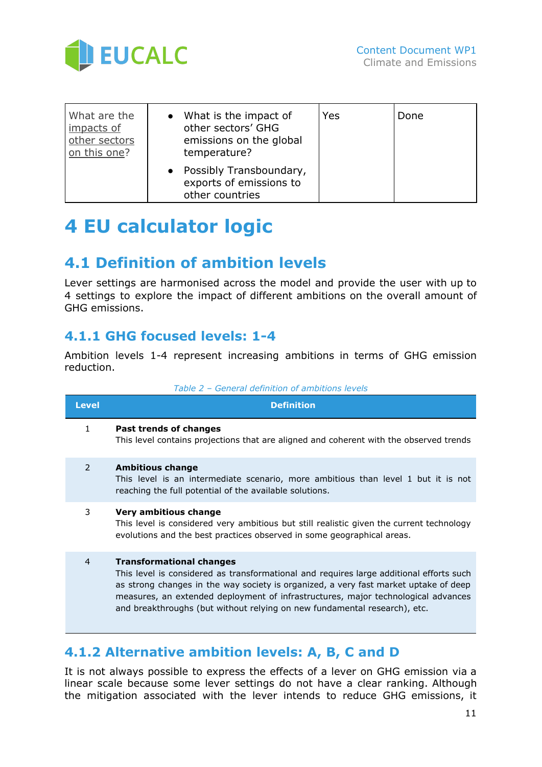| What are the impacts of other sectors on this one? | <ul><li>What is the impact of other sectors' GHG emissions on the global temperature?</li><li>Possibly Transboundary, exports of emissions to other countries</li></ul> | Yes | Done |
|---|---|---|---|

# 4 EU calculator logic

## 4.1 Definition of ambition levels

Lever settings are harmonised across the model and provide the user with up to 4 settings to explore the impact of different ambitions on the overall amount of GHG emissions.

### 4.1.1 GHG focused levels: 1-4

Ambition levels 1-4 represent increasing ambitions in terms of GHG emission reduction.

*Table 2 – General definition of ambitions levels*

| Level | Definition |
|---|---|
| 1 | **Past trends of changes**<br>This level contains projections that are aligned and coherent with the observed trends |
| 2 | **Ambitious change**<br>This level is an intermediate scenario, more ambitious than level 1 but it is not reaching the full potential of the available solutions. |
| 3 | **Very ambitious change**<br>This level is considered very ambitious but still realistic given the current technology evolutions and the best practices observed in some geographical areas. |
| 4 | **Transformational changes**<br>This level is considered as transformational and requires large additional efforts such as strong changes in the way society is organized, a very fast market uptake of deep measures, an extended deployment of infrastructures, major technological advances and breakthroughs (but without relying on new fundamental research), etc. |

### 4.1.2 Alternative ambition levels: A, B, C and D

It is not always possible to express the effects of a lever on GHG emission via a linear scale because some lever settings do not have a clear ranking. Although the mitigation associated with the lever intends to reduce GHG emissions, it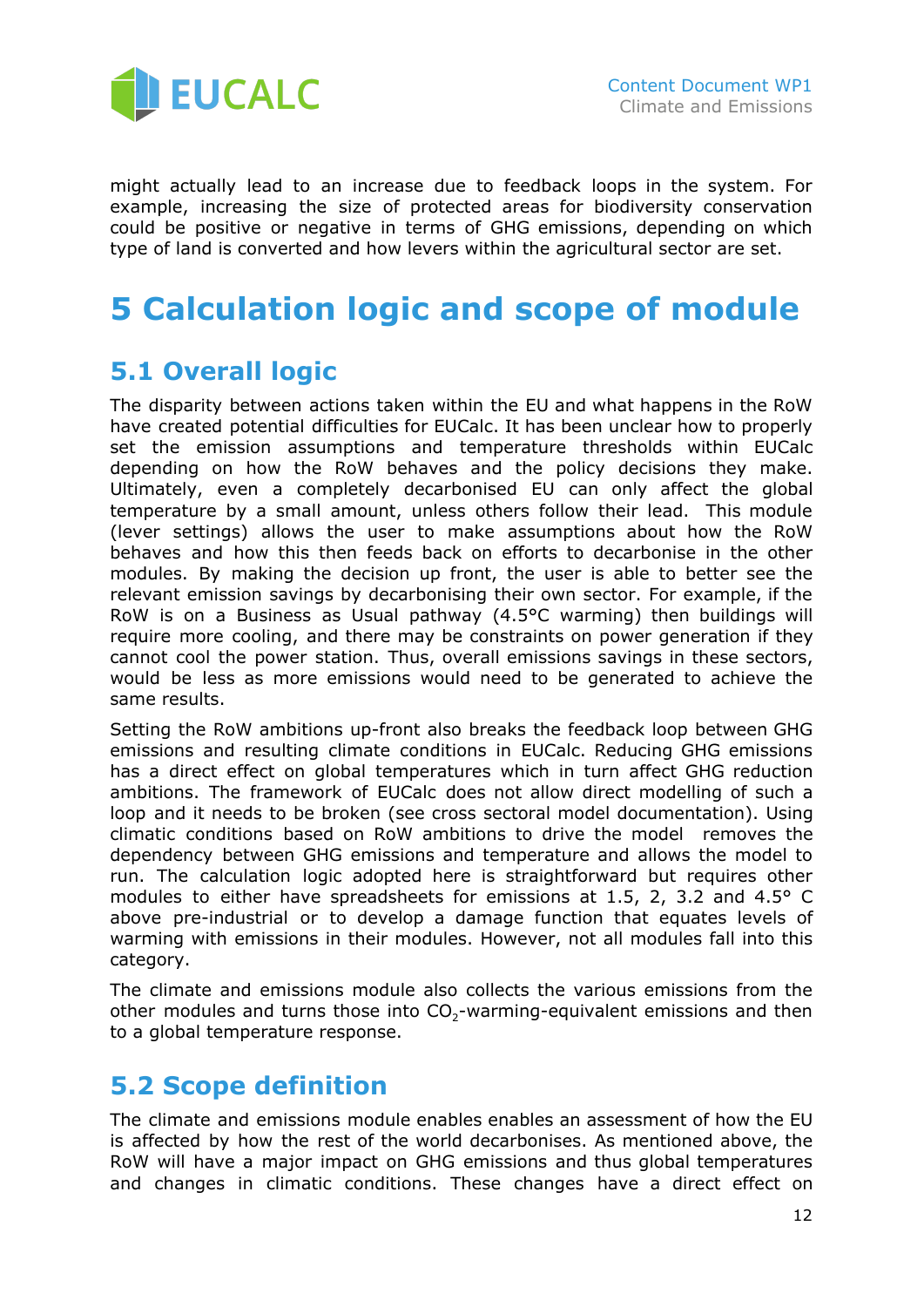might actually lead to an increase due to feedback loops in the system. For example, increasing the size of protected areas for biodiversity conservation could be positive or negative in terms of GHG emissions, depending on which type of land is converted and how levers within the agricultural sector are set.

# 5 Calculation logic and scope of module

## 5.1 Overall logic

The disparity between actions taken within the EU and what happens in the RoW have created potential difficulties for EUCalc. It has been unclear how to properly set the emission assumptions and temperature thresholds within EUCalc depending on how the RoW behaves and the policy decisions they make. Ultimately, even a completely decarbonised EU can only affect the global temperature by a small amount, unless others follow their lead. This module (lever settings) allows the user to make assumptions about how the RoW behaves and how this then feeds back on efforts to decarbonise in the other modules. By making the decision up front, the user is able to better see the relevant emission savings by decarbonising their own sector. For example, if the RoW is on a Business as Usual pathway (4.5°C warming) then buildings will require more cooling, and there may be constraints on power generation if they cannot cool the power station. Thus, overall emissions savings in these sectors, would be less as more emissions would need to be generated to achieve the same results.

Setting the RoW ambitions up-front also breaks the feedback loop between GHG emissions and resulting climate conditions in EUCalc. Reducing GHG emissions has a direct effect on global temperatures which in turn affect GHG reduction ambitions. The framework of EUCalc does not allow direct modelling of such a loop and it needs to be broken (see cross sectoral model documentation). Using climatic conditions based on RoW ambitions to drive the model removes the dependency between GHG emissions and temperature and allows the model to run. The calculation logic adopted here is straightforward but requires other modules to either have spreadsheets for emissions at 1.5, 2, 3.2 and 4.5° C above pre-industrial or to develop a damage function that equates levels of warming with emissions in their modules. However, not all modules fall into this category.

The climate and emissions module also collects the various emissions from the other modules and turns those into $CO_2$-warming-equivalent emissions and then to a global temperature response.

## 5.2 Scope definition

The climate and emissions module enables enables an assessment of how the EU is affected by how the rest of the world decarbonises. As mentioned above, the RoW will have a major impact on GHG emissions and thus global temperatures and changes in climatic conditions. These changes have a direct effect on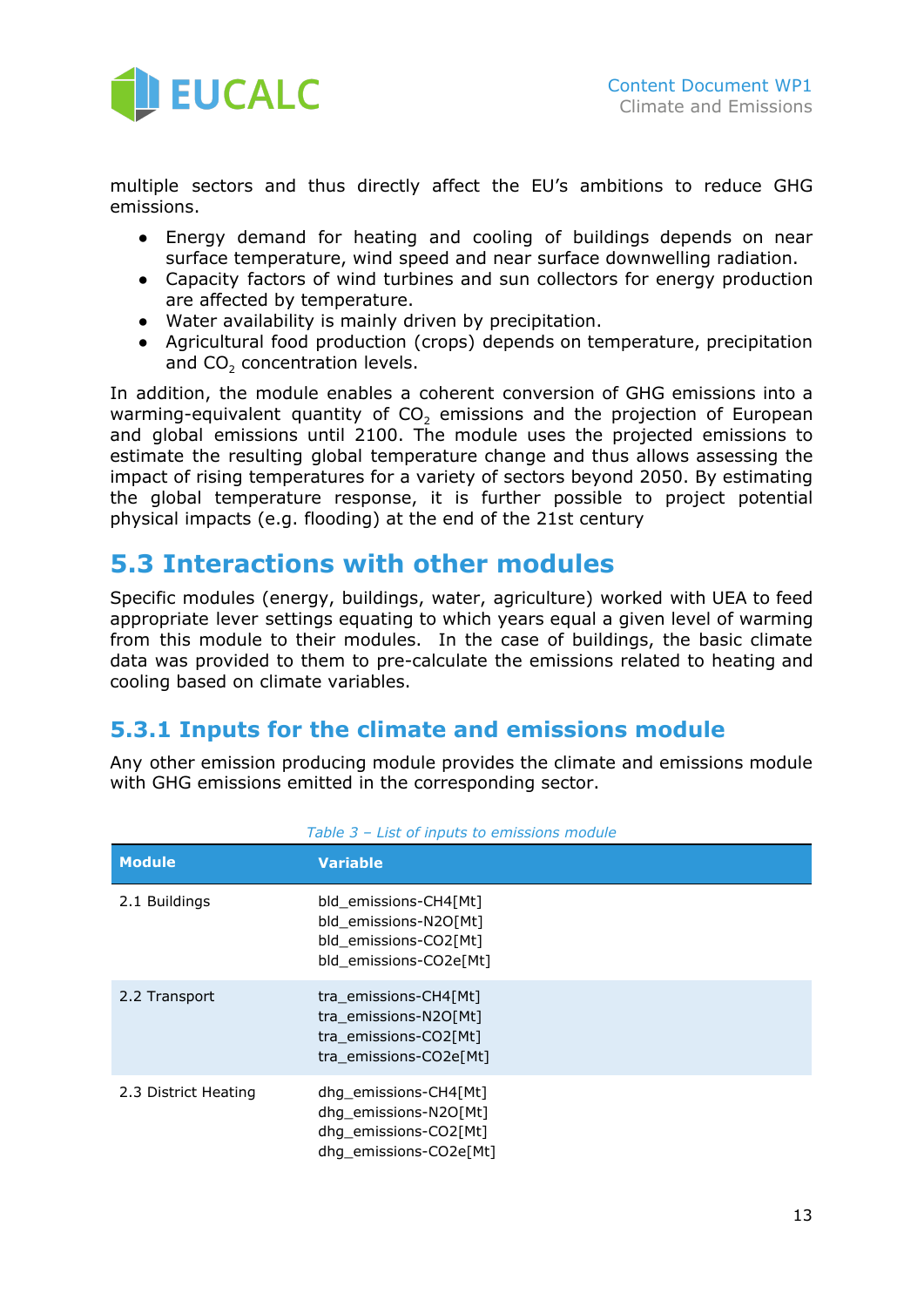multiple sectors and thus directly affect the EU's ambitions to reduce GHG emissions.

- Energy demand for heating and cooling of buildings depends on near surface temperature, wind speed and near surface downwelling radiation.
- Capacity factors of wind turbines and sun collectors for energy production are affected by temperature.
- Water availability is mainly driven by precipitation.
- Agricultural food production (crops) depends on temperature, precipitation and $CO_2$ concentration levels.

In addition, the module enables a coherent conversion of GHG emissions into a warming-equivalent quantity of $CO_2$ emissions and the projection of European and global emissions until 2100. The module uses the projected emissions to estimate the resulting global temperature change and thus allows assessing the impact of rising temperatures for a variety of sectors beyond 2050. By estimating the global temperature response, it is further possible to project potential physical impacts (e.g. flooding) at the end of the 21st century

## 5.3 Interactions with other modules

Specific modules (energy, buildings, water, agriculture) worked with UEA to feed appropriate lever settings equating to which years equal a given level of warming from this module to their modules. In the case of buildings, the basic climate data was provided to them to pre-calculate the emissions related to heating and cooling based on climate variables.

### 5.3.1 Inputs for the climate and emissions module

Any other emission producing module provides the climate and emissions module with GHG emissions emitted in the corresponding sector.

*Table 3 – List of inputs to emissions module*

| Module | Variable |
|---|---|
| 2.1 Buildings | bld_emissions-CH4[Mt]<br>bld_emissions-N2O[Mt]<br>bld_emissions-CO2[Mt]<br>bld_emissions-CO2e[Mt] |
| 2.2 Transport | tra_emissions-CH4[Mt]<br>tra_emissions-N2O[Mt]<br>tra_emissions-CO2[Mt]<br>tra_emissions-CO2e[Mt] |
| 2.3 District Heating | dhg_emissions-CH4[Mt]<br>dhg_emissions-N2O[Mt]<br>dhg_emissions-CO2[Mt]<br>dhg_emissions-CO2e[Mt] |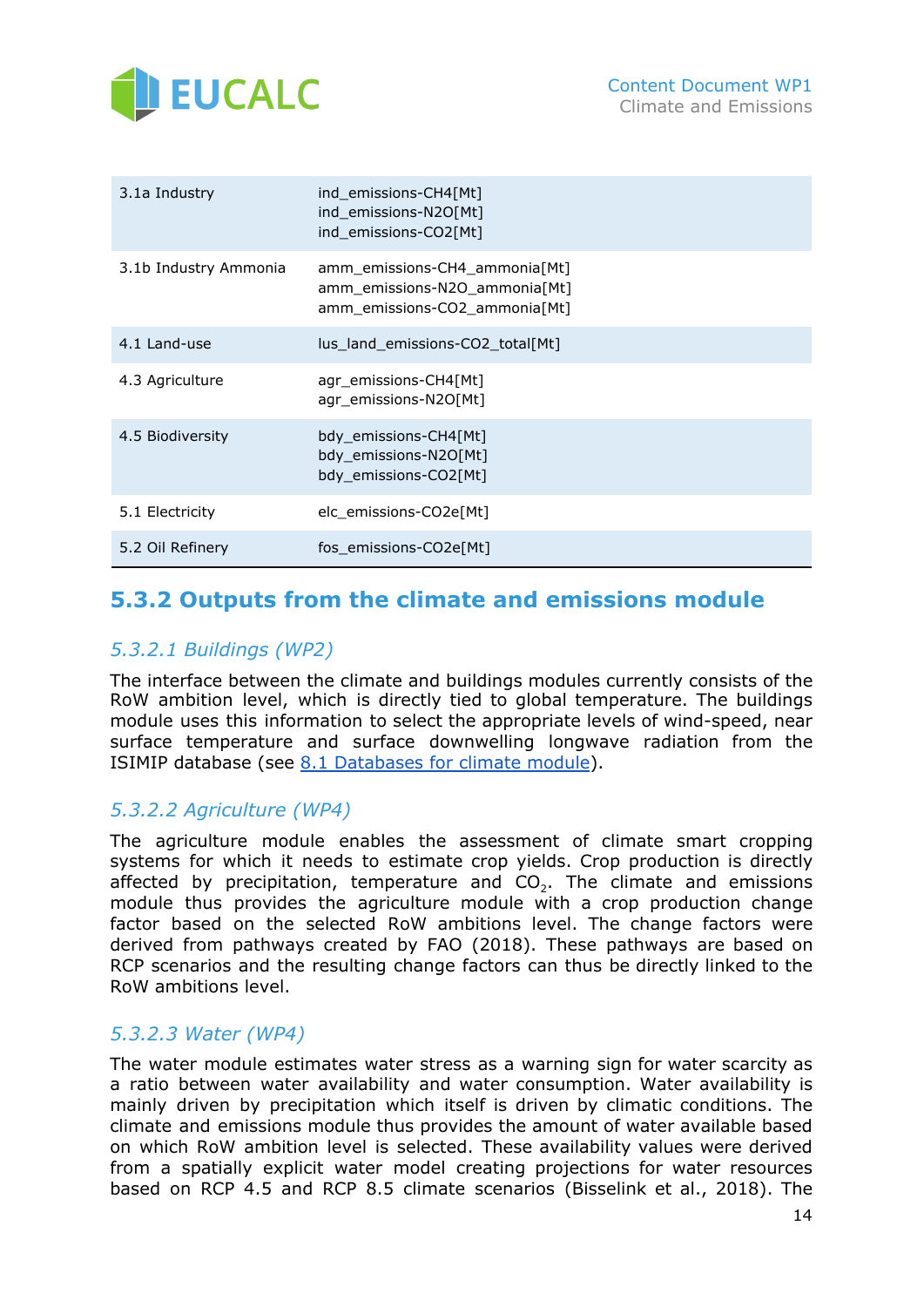| | |
|---|---|
| 3.1a Industry | ind_emissions-CH4[Mt]<br>ind_emissions-N2O[Mt]<br>ind_emissions-CO2[Mt] |
| 3.1b Industry Ammonia | amm_emissions-CH4_ammonia[Mt]<br>amm_emissions-N2O_ammonia[Mt]<br>amm_emissions-CO2_ammonia[Mt] |
| 4.1 Land-use | lus_land_emissions-CO2_total[Mt] |
| 4.3 Agriculture | agr_emissions-CH4[Mt]<br>agr_emissions-N2O[Mt] |
| 4.5 Biodiversity | bdy_emissions-CH4[Mt]<br>bdy_emissions-N2O[Mt]<br>bdy_emissions-CO2[Mt] |
| 5.1 Electricity | elc_emissions-CO2e[Mt] |
| 5.2 Oil Refinery | fos_emissions-CO2e[Mt] |

## 5.3.2 Outputs from the climate and emissions module

### *5.3.2.1 Buildings (WP2)*

The interface between the climate and buildings modules currently consists of the RoW ambition level, which is directly tied to global temperature. The buildings module uses this information to select the appropriate levels of wind-speed, near surface temperature and surface downwelling longwave radiation from the ISIMIP database (see 8.1 Databases for climate module).

### *5.3.2.2 Agriculture (WP4)*

The agriculture module enables the assessment of climate smart cropping systems for which it needs to estimate crop yields. Crop production is directly affected by precipitation, temperature and $CO_2$. The climate and emissions module thus provides the agriculture module with a crop production change factor based on the selected RoW ambitions level. The change factors were derived from pathways created by FAO (2018). These pathways are based on RCP scenarios and the resulting change factors can thus be directly linked to the RoW ambitions level.

### *5.3.2.3 Water (WP4)*

The water module estimates water stress as a warning sign for water scarcity as a ratio between water availability and water consumption. Water availability is mainly driven by precipitation which itself is driven by climatic conditions. The climate and emissions module thus provides the amount of water available based on which RoW ambition level is selected. These availability values were derived from a spatially explicit water model creating projections for water resources based on RCP 4.5 and RCP 8.5 climate scenarios (Bisselink et al., 2018). The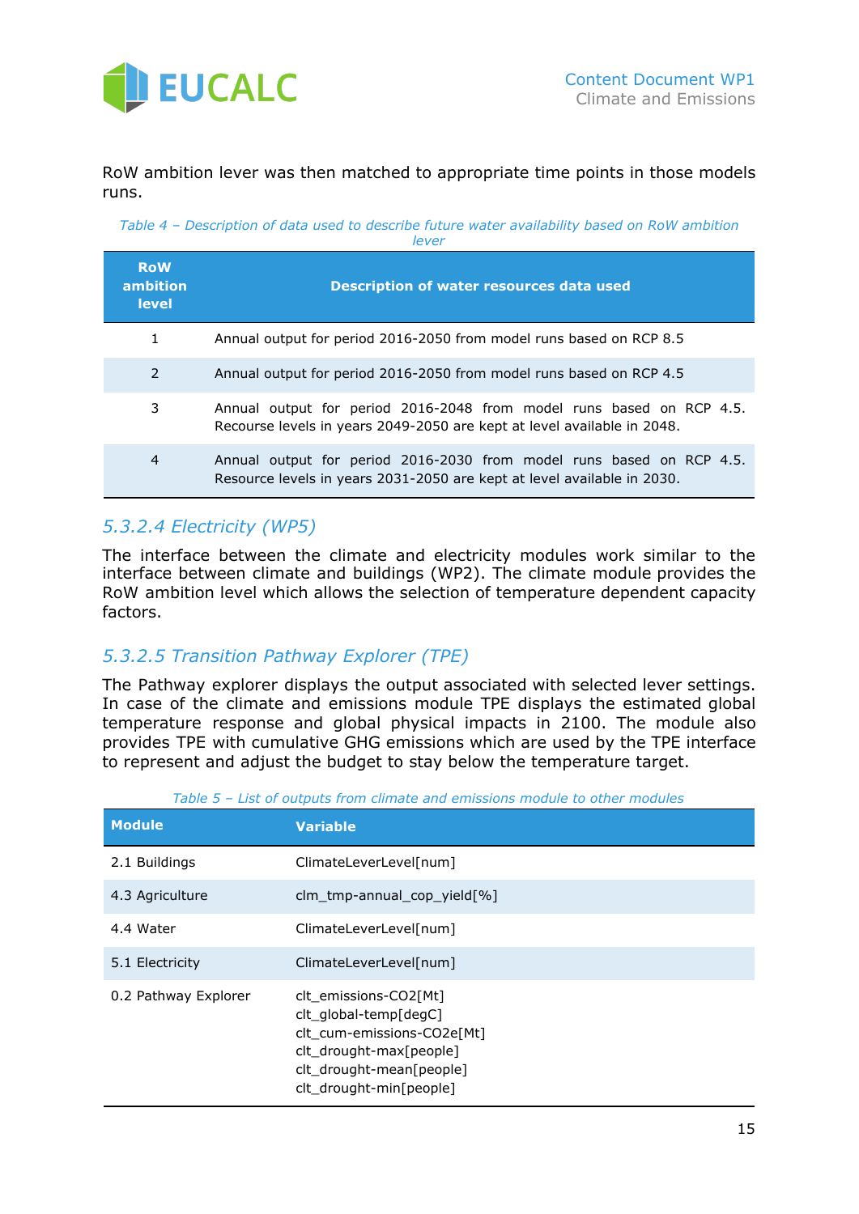RoW ambition lever was then matched to appropriate time points in those models runs.

*Table 4 – Description of data used to describe future water availability based on RoW ambition lever*

| RoW ambition level | Description of water resources data used |
|---|---|
| 1 | Annual output for period 2016-2050 from model runs based on RCP 8.5 |
| 2 | Annual output for period 2016-2050 from model runs based on RCP 4.5 |
| 3 | Annual output for period 2016-2048 from model runs based on RCP 4.5. Recourse levels in years 2049-2050 are kept at level available in 2048. |
| 4 | Annual output for period 2016-2030 from model runs based on RCP 4.5. Resource levels in years 2031-2050 are kept at level available in 2030. |

#### *5.3.2.4 Electricity (WP5)*

The interface between the climate and electricity modules work similar to the interface between climate and buildings (WP2). The climate module provides the RoW ambition level which allows the selection of temperature dependent capacity factors.

#### *5.3.2.5 Transition Pathway Explorer (TPE)*

The Pathway explorer displays the output associated with selected lever settings. In case of the climate and emissions module TPE displays the estimated global temperature response and global physical impacts in 2100. The module also provides TPE with cumulative GHG emissions which are used by the TPE interface to represent and adjust the budget to stay below the temperature target.

*Table 5 – List of outputs from climate and emissions module to other modules*

| Module | Variable |
|---|---|
| 2.1 Buildings | ClimateLeverLevel[num] |
| 4.3 Agriculture | clm_tmp-annual_cop_yield[%] |
| 4.4 Water | ClimateLeverLevel[num] |
| 5.1 Electricity | ClimateLeverLevel[num] |
| 0.2 Pathway Explorer | clt_emissions-CO2[Mt]<br>clt_global-temp[degC]<br>clt_cum-emissions-CO2e[Mt]<br>clt_drought-max[people]<br>clt_drought-mean[people]<br>clt_drought-min[people] |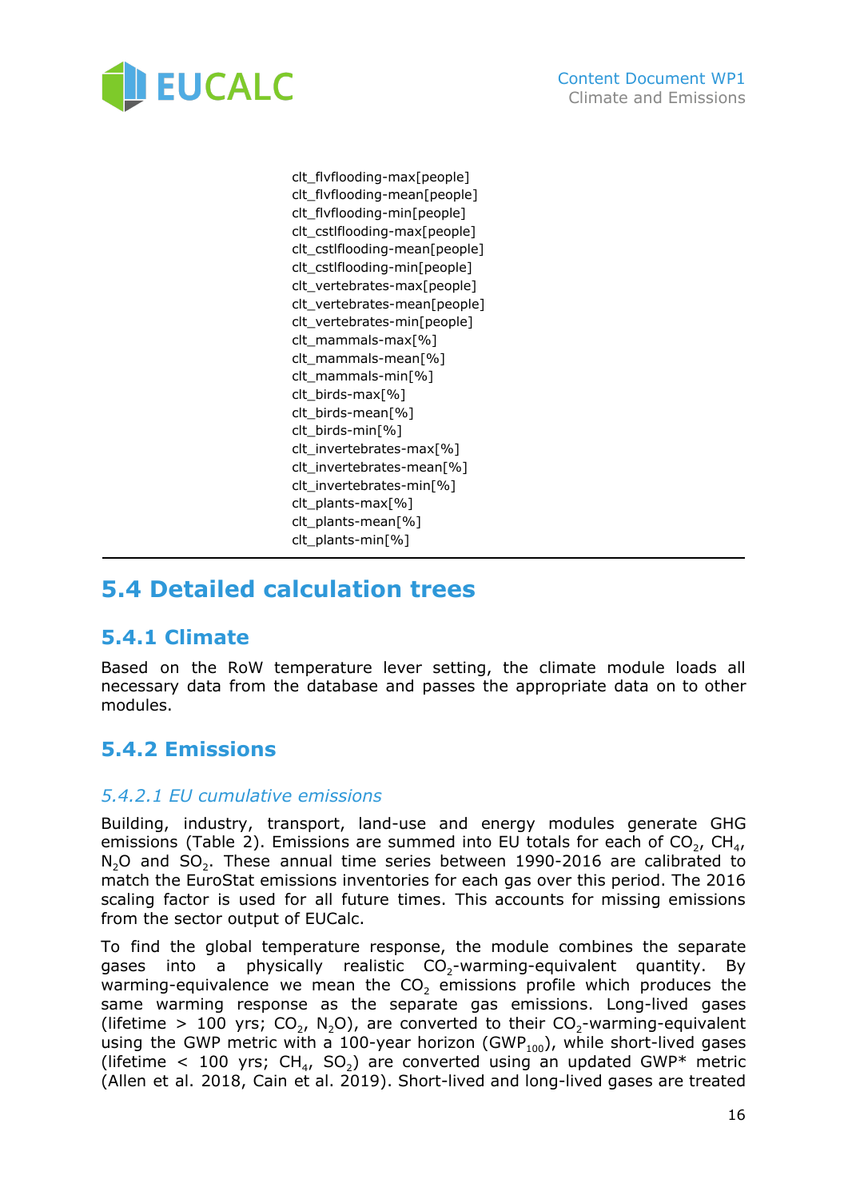clt_flvflooding-max[people]
clt_flvflooding-mean[people]
clt_flvflooding-min[people]
clt_cstlflooding-max[people]
clt_cstlflooding-mean[people]
clt_cstlflooding-min[people]
clt_vertebrates-max[people]
clt_vertebrates-mean[people]
clt_vertebrates-min[people]
clt_mammals-max[%]
clt_mammals-mean[%]
clt_mammals-min[%]
clt_birds-max[%]
clt_birds-mean[%]
clt_birds-min[%]
clt_invertebrates-max[%]
clt_invertebrates-mean[%]
clt_invertebrates-min[%]
clt_plants-max[%]
clt_plants-mean[%]
clt_plants-min[%]

---

## 5.4 Detailed calculation trees

### 5.4.1 Climate

Based on the RoW temperature lever setting, the climate module loads all necessary data from the database and passes the appropriate data on to other modules.

### 5.4.2 Emissions

#### *5.4.2.1 EU cumulative emissions*

Building, industry, transport, land-use and energy modules generate GHG emissions (Table 2). Emissions are summed into EU totals for each of $CO_2$, $CH_4$, $N_2O$ and $SO_2$. These annual time series between 1990-2016 are calibrated to match the EuroStat emissions inventories for each gas over this period. The 2016 scaling factor is used for all future times. This accounts for missing emissions from the sector output of EUCalc.

To find the global temperature response, the module combines the separate gases into a physically realistic $CO_2$-warming-equivalent quantity. By warming-equivalence we mean the $CO_2$ emissions profile which produces the same warming response as the separate gas emissions. Long-lived gases (lifetime > 100 yrs; $CO_2$, $N_2O$), are converted to their $CO_2$-warming-equivalent using the GWP metric with a 100-year horizon ($GWP_{100}$), while short-lived gases (lifetime < 100 yrs; $CH_4$, $SO_2$) are converted using an updated GWP* metric (Allen et al. 2018, Cain et al. 2019). Short-lived and long-lived gases are treated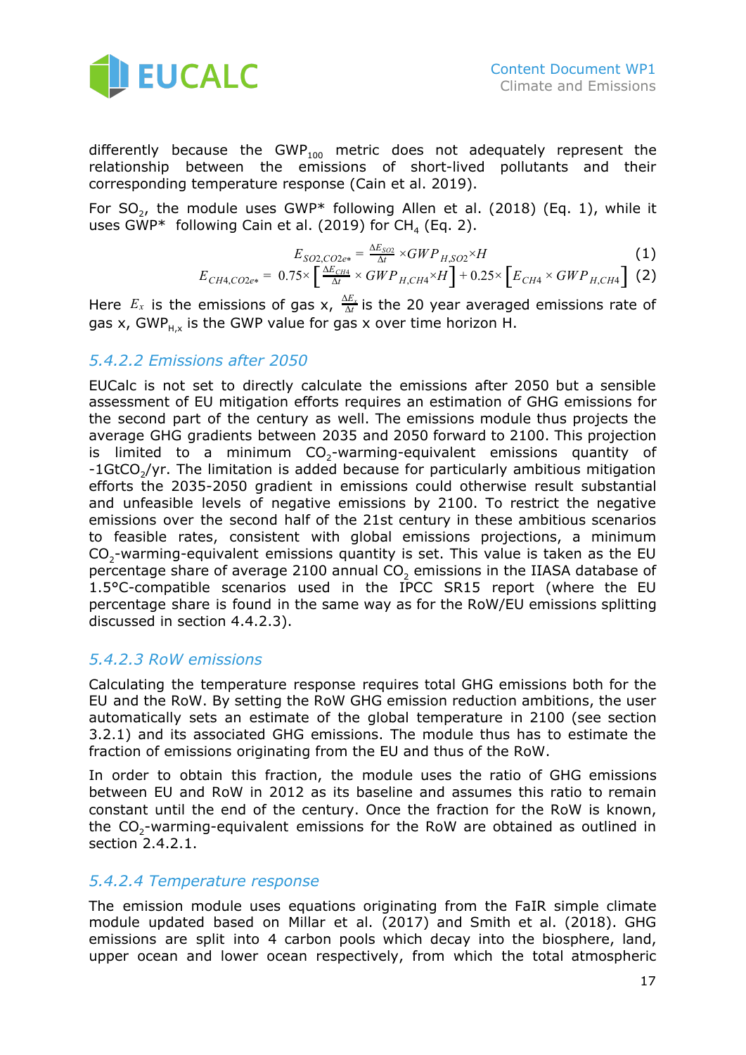differently because the $GWP_{100}$ metric does not adequately represent the relationship between the emissions of short-lived pollutants and their corresponding temperature response (Cain et al. 2019).

For $SO_2$, the module uses GWP* following Allen et al. (2018) (Eq. 1), while it uses GWP* following Cain et al. (2019) for $CH_4$ (Eq. 2).

$$E_{SO2,CO2e*} = \frac{\Delta E_{SO2}}{\Delta t} \times GWP_{H,SO2} \times H \quad (1)$$

$$E_{CH4,CO2e*} = 0.75 \times \left[ \frac{\Delta E_{CH4}}{\Delta t} \times GWP_{H,CH4} \times H \right] + 0.25 \times \left[ E_{CH4} \times GWP_{H,CH4} \right] \quad (2)$$

Here $E_x$ is the emissions of gas x, $\frac{\Delta E_x}{\Delta t}$ is the 20 year averaged emissions rate of gas x, $GWP_{H,x}$ is the GWP value for gas x over time horizon H.

### *5.4.2.2 Emissions after 2050*

EUCalc is not set to directly calculate the emissions after 2050 but a sensible assessment of EU mitigation efforts requires an estimation of GHG emissions for the second part of the century as well. The emissions module thus projects the average GHG gradients between 2035 and 2050 forward to 2100. This projection is limited to a minimum $CO_2$-warming-equivalent emissions quantity of -1Gt$CO_2$/yr. The limitation is added because for particularly ambitious mitigation efforts the 2035-2050 gradient in emissions could otherwise result substantial and unfeasible levels of negative emissions by 2100. To restrict the negative emissions over the second half of the 21st century in these ambitious scenarios to feasible rates, consistent with global emissions projections, a minimum $CO_2$-warming-equivalent emissions quantity is set. This value is taken as the EU percentage share of average 2100 annual $CO_2$ emissions in the IIASA database of 1.5°C-compatible scenarios used in the IPCC SR15 report (where the EU percentage share is found in the same way as for the RoW/EU emissions splitting discussed in section 4.4.2.3).

### *5.4.2.3 RoW emissions*

Calculating the temperature response requires total GHG emissions both for the EU and the RoW. By setting the RoW GHG emission reduction ambitions, the user automatically sets an estimate of the global temperature in 2100 (see section 3.2.1) and its associated GHG emissions. The module thus has to estimate the fraction of emissions originating from the EU and thus of the RoW.

In order to obtain this fraction, the module uses the ratio of GHG emissions between EU and RoW in 2012 as its baseline and assumes this ratio to remain constant until the end of the century. Once the fraction for the RoW is known, the $CO_2$-warming-equivalent emissions for the RoW are obtained as outlined in section 2.4.2.1.

### *5.4.2.4 Temperature response*

The emission module uses equations originating from the FaIR simple climate module updated based on Millar et al. (2017) and Smith et al. (2018). GHG emissions are split into 4 carbon pools which decay into the biosphere, land, upper ocean and lower ocean respectively, from which the total atmospheric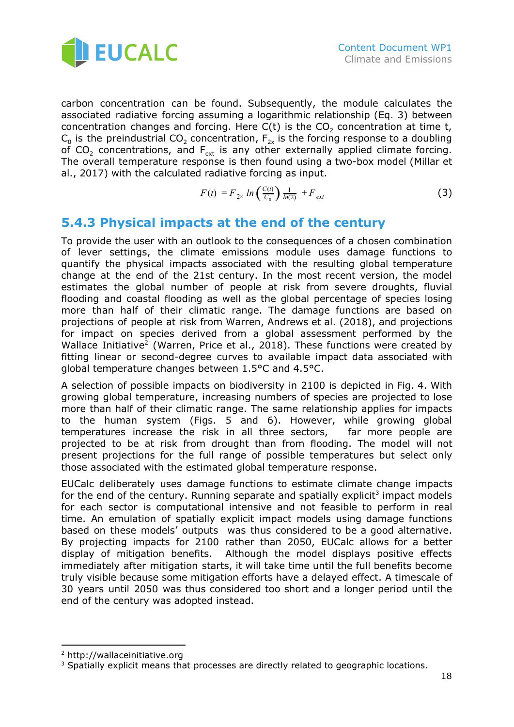carbon concentration can be found. Subsequently, the module calculates the associated radiative forcing assuming a logarithmic relationship (Eq. 3) between concentration changes and forcing. Here C(t) is the $CO_2$ concentration at time t, $C_0$ is the preindustrial $CO_2$ concentration, $F_{2x}$ is the forcing response to a doubling of $CO_2$ concentrations, and $F_{ext}$ is any other externally applied climate forcing. The overall temperature response is then found using a two-box model (Millar et al., 2017) with the calculated radiative forcing as input.

$$F(t) = F_{2\times} \, ln\left(\frac{C(t)}{C_0}\right) \frac{1}{ln(2)} + F_{ext} \tag{3}$$

### 5.4.3 Physical impacts at the end of the century

To provide the user with an outlook to the consequences of a chosen combination of lever settings, the climate emissions module uses damage functions to quantify the physical impacts associated with the resulting global temperature change at the end of the 21st century. In the most recent version, the model estimates the global number of people at risk from severe droughts, fluvial flooding and coastal flooding as well as the global percentage of species losing more than half of their climatic range. The damage functions are based on projections of people at risk from Warren, Andrews et al. (2018), and projections for impact on species derived from a global assessment performed by the Wallace Initiative[2] (Warren, Price et al., 2018). These functions were created by fitting linear or second-degree curves to available impact data associated with global temperature changes between 1.5°C and 4.5°C.

A selection of possible impacts on biodiversity in 2100 is depicted in Fig. 4. With growing global temperature, increasing numbers of species are projected to lose more than half of their climatic range. The same relationship applies for impacts to the human system (Figs. 5 and 6). However, while growing global temperatures increase the risk in all three sectors, far more people are projected to be at risk from drought than from flooding. The model will not present projections for the full range of possible temperatures but select only those associated with the estimated global temperature response.

EUCalc deliberately uses damage functions to estimate climate change impacts for the end of the century. Running separate and spatially explicit[3] impact models for each sector is computational intensive and not feasible to perform in real time. An emulation of spatially explicit impact models using damage functions based on these models' outputs was thus considered to be a good alternative. By projecting impacts for 2100 rather than 2050, EUCalc allows for a better display of mitigation benefits. Although the model displays positive effects immediately after mitigation starts, it will take time until the full benefits become truly visible because some mitigation efforts have a delayed effect. A timescale of 30 years until 2050 was thus considered too short and a longer period until the end of the century was adopted instead.

---

[2] http://wallaceinitiative.org

[3] Spatially explicit means that processes are directly related to geographic locations.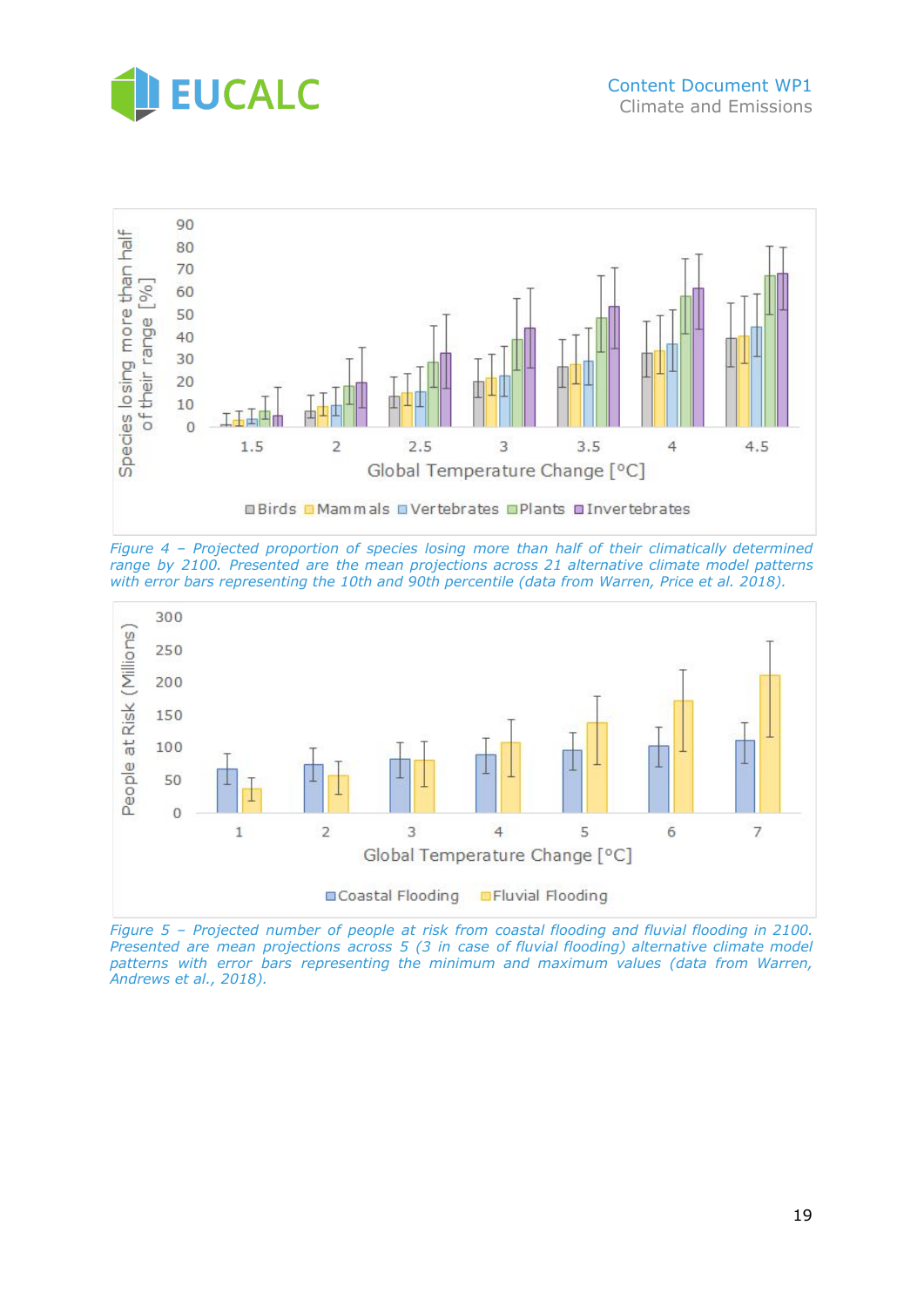Figure 4 – Projected proportion of species losing more than half of their climatically determined range by 2100. Presented are the mean projections across 21 alternative climate model patterns with error bars representing the 10th and 90th percentile (data from Warren, Price et al. 2018).

Figure 5 – Projected number of people at risk from coastal flooding and fluvial flooding in 2100. Presented are mean projections across 5 (3 in case of fluvial flooding) alternative climate model patterns with error bars representing the minimum and maximum values (data from Warren, Andrews et al., 2018).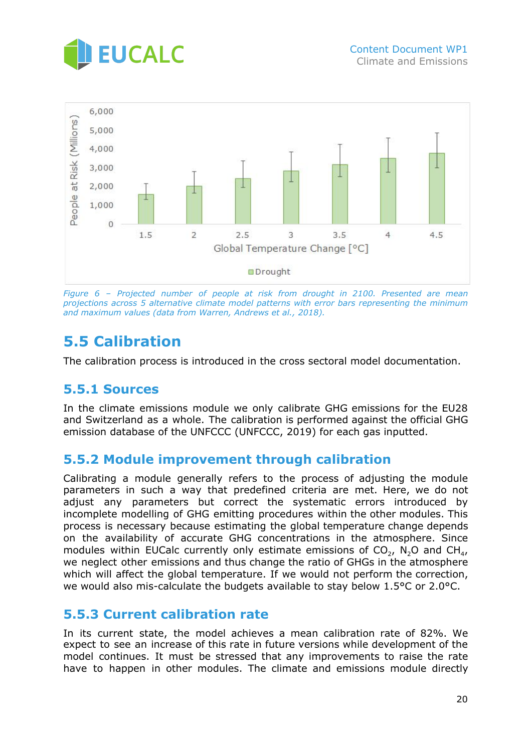*Figure 6 – Projected number of people at risk from drought in 2100. Presented are mean projections across 5 alternative climate model patterns with error bars representing the minimum and maximum values (data from Warren, Andrews et al., 2018).*

## 5.5 Calibration

The calibration process is introduced in the cross sectoral model documentation.

### 5.5.1 Sources

In the climate emissions module we only calibrate GHG emissions for the EU28 and Switzerland as a whole. The calibration is performed against the official GHG emission database of the UNFCCC (UNFCCC, 2019) for each gas inputted.

### 5.5.2 Module improvement through calibration

Calibrating a module generally refers to the process of adjusting the module parameters in such a way that predefined criteria are met. Here, we do not adjust any parameters but correct the systematic errors introduced by incomplete modelling of GHG emitting procedures within the other modules. This process is necessary because estimating the global temperature change depends on the availability of accurate GHG concentrations in the atmosphere. Since modules within EUCalc currently only estimate emissions of $CO_2$, $N_2O$ and $CH_4$, we neglect other emissions and thus change the ratio of GHGs in the atmosphere which will affect the global temperature. If we would not perform the correction, we would also mis-calculate the budgets available to stay below 1.5°C or 2.0°C.

### 5.5.3 Current calibration rate

In its current state, the model achieves a mean calibration rate of 82%. We expect to see an increase of this rate in future versions while development of the model continues. It must be stressed that any improvements to raise the rate have to happen in other modules. The climate and emissions module directly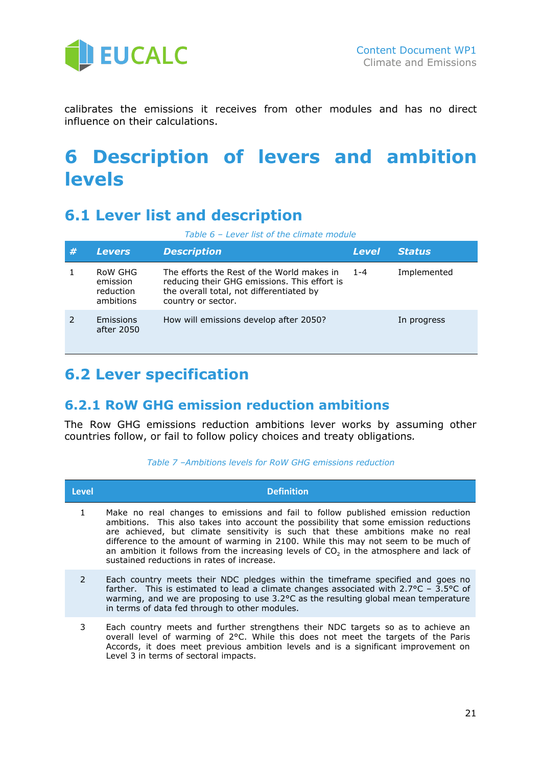calibrates the emissions it receives from other modules and has no direct influence on their calculations.

# 6 Description of levers and ambition levels

## 6.1 Lever list and description

*Table 6 – Lever list of the climate module*

| # | Levers | Description | Level | Status |
|---|---|---|---|---|
| 1 | RoW GHG emission reduction ambitions | The efforts the Rest of the World makes in reducing their GHG emissions. This effort is the overall total, not differentiated by country or sector. | 1-4 | Implemented |
| 2 | Emissions after 2050 | How will emissions develop after 2050? | | In progress |

## 6.2 Lever specification

### 6.2.1 RoW GHG emission reduction ambitions

The Row GHG emissions reduction ambitions lever works by assuming other countries follow, or fail to follow policy choices and treaty obligations.

*Table 7 –Ambitions levels for RoW GHG emissions reduction*

| Level | Definition |
|---|---|
| 1 | Make no real changes to emissions and fail to follow published emission reduction ambitions. This also takes into account the possibility that some emission reductions are achieved, but climate sensitivity is such that these ambitions make no real difference to the amount of warming in 2100. While this may not seem to be much of an ambition it follows from the increasing levels of $CO_2$ in the atmosphere and lack of sustained reductions in rates of increase. |
| 2 | Each country meets their NDC pledges within the timeframe specified and goes no farther. This is estimated to lead a climate changes associated with 2.7°C – 3.5°C of warming, and we are proposing to use 3.2°C as the resulting global mean temperature in terms of data fed through to other modules. |
| 3 | Each country meets and further strengthens their NDC targets so as to achieve an overall level of warming of 2°C. While this does not meet the targets of the Paris Accords, it does meet previous ambition levels and is a significant improvement on Level 3 in terms of sectoral impacts. |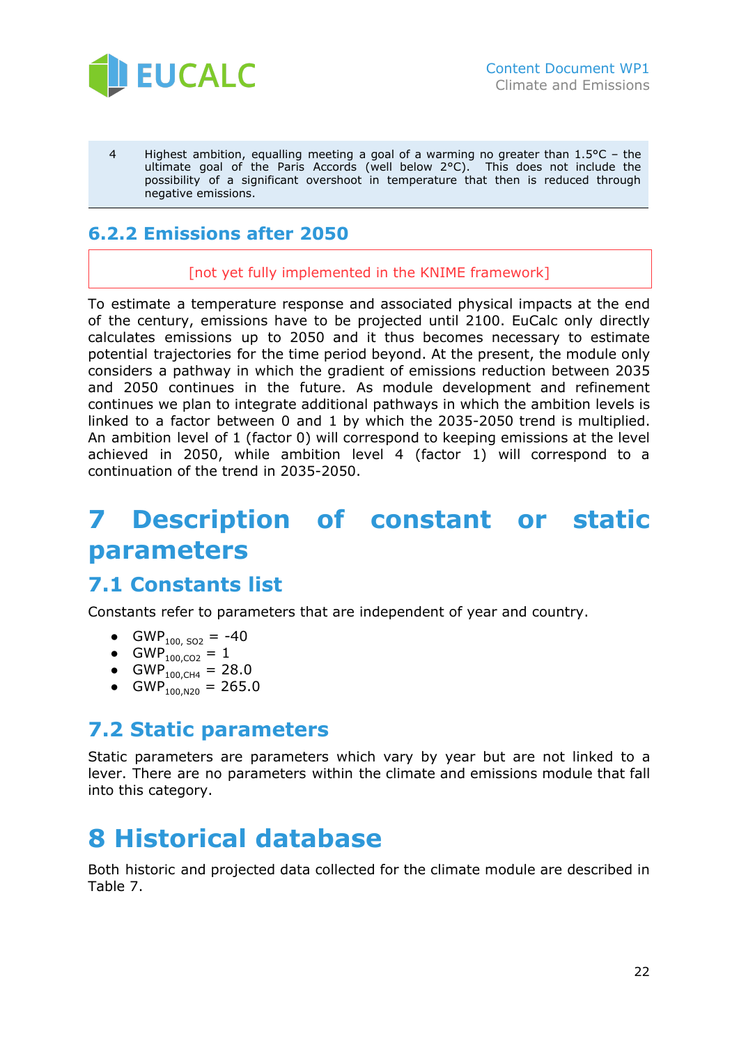| | |
|---|---|
| 4 | Highest ambition, equalling meeting a goal of a warming no greater than 1.5°C – the ultimate goal of the Paris Accords (well below 2°C). This does not include the possibility of a significant overshoot in temperature that then is reduced through negative emissions. |

### 6.2.2 Emissions after 2050

[not yet fully implemented in the KNIME framework]

To estimate a temperature response and associated physical impacts at the end of the century, emissions have to be projected until 2100. EuCalc only directly calculates emissions up to 2050 and it thus becomes necessary to estimate potential trajectories for the time period beyond. At the present, the module only considers a pathway in which the gradient of emissions reduction between 2035 and 2050 continues in the future. As module development and refinement continues we plan to integrate additional pathways in which the ambition levels is linked to a factor between 0 and 1 by which the 2035-2050 trend is multiplied. An ambition level of 1 (factor 0) will correspond to keeping emissions at the level achieved in 2050, while ambition level 4 (factor 1) will correspond to a continuation of the trend in 2035-2050.

# 7 Description of constant or static parameters

## 7.1 Constants list

Constants refer to parameters that are independent of year and country.

- $GWP_{100,\ SO2}$ = -40
- $GWP_{100,CO2}$ = 1
- $GWP_{100,CH4}$ = 28.0
- $GWP_{100,N20}$ = 265.0

## 7.2 Static parameters

Static parameters are parameters which vary by year but are not linked to a lever. There are no parameters within the climate and emissions module that fall into this category.

# 8 Historical database

Both historic and projected data collected for the climate module are described in Table 7.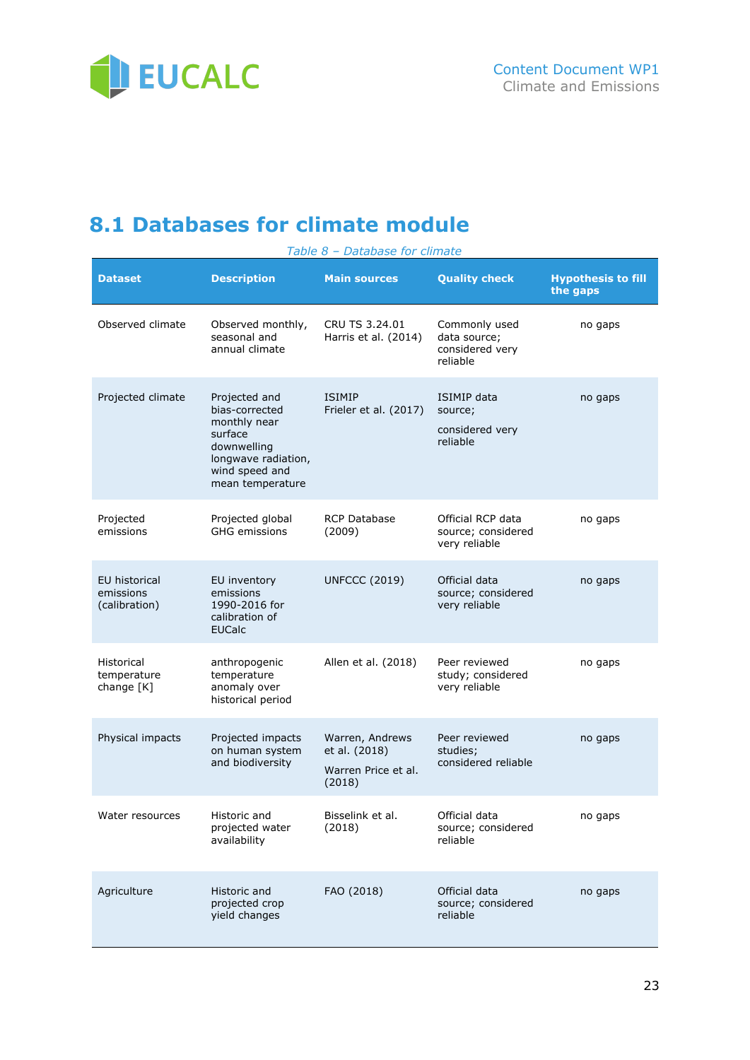## 8.1 Databases for climate module

*Table 8 – Database for climate*

| Dataset | Description | Main sources | Quality check | Hypothesis to fill the gaps |
|---|---|---|---|---|
| Observed climate | Observed monthly, seasonal and annual climate | CRU TS 3.24.01 Harris et al. (2014) | Commonly used data source; considered very reliable | no gaps |
| Projected climate | Projected and bias-corrected monthly near surface downwelling longwave radiation, wind speed and mean temperature | ISIMIP Frieler et al. (2017) | ISIMIP data source; considered very reliable | no gaps |
| Projected emissions | Projected global GHG emissions | RCP Database (2009) | Official RCP data source; considered very reliable | no gaps |
| EU historical emissions (calibration) | EU inventory emissions 1990-2016 for calibration of EUCalc | UNFCCC (2019) | Official data source; considered very reliable | no gaps |
| Historical temperature change [K] | anthropogenic temperature anomaly over historical period | Allen et al. (2018) | Peer reviewed study; considered very reliable | no gaps |
| Physical impacts | Projected impacts on human system and biodiversity | Warren, Andrews et al. (2018) Warren Price et al. (2018) | Peer reviewed studies; considered reliable | no gaps |
| Water resources | Historic and projected water availability | Bisselink et al. (2018) | Official data source; considered reliable | no gaps |
| Agriculture | Historic and projected crop yield changes | FAO (2018) | Official data source; considered reliable | no gaps |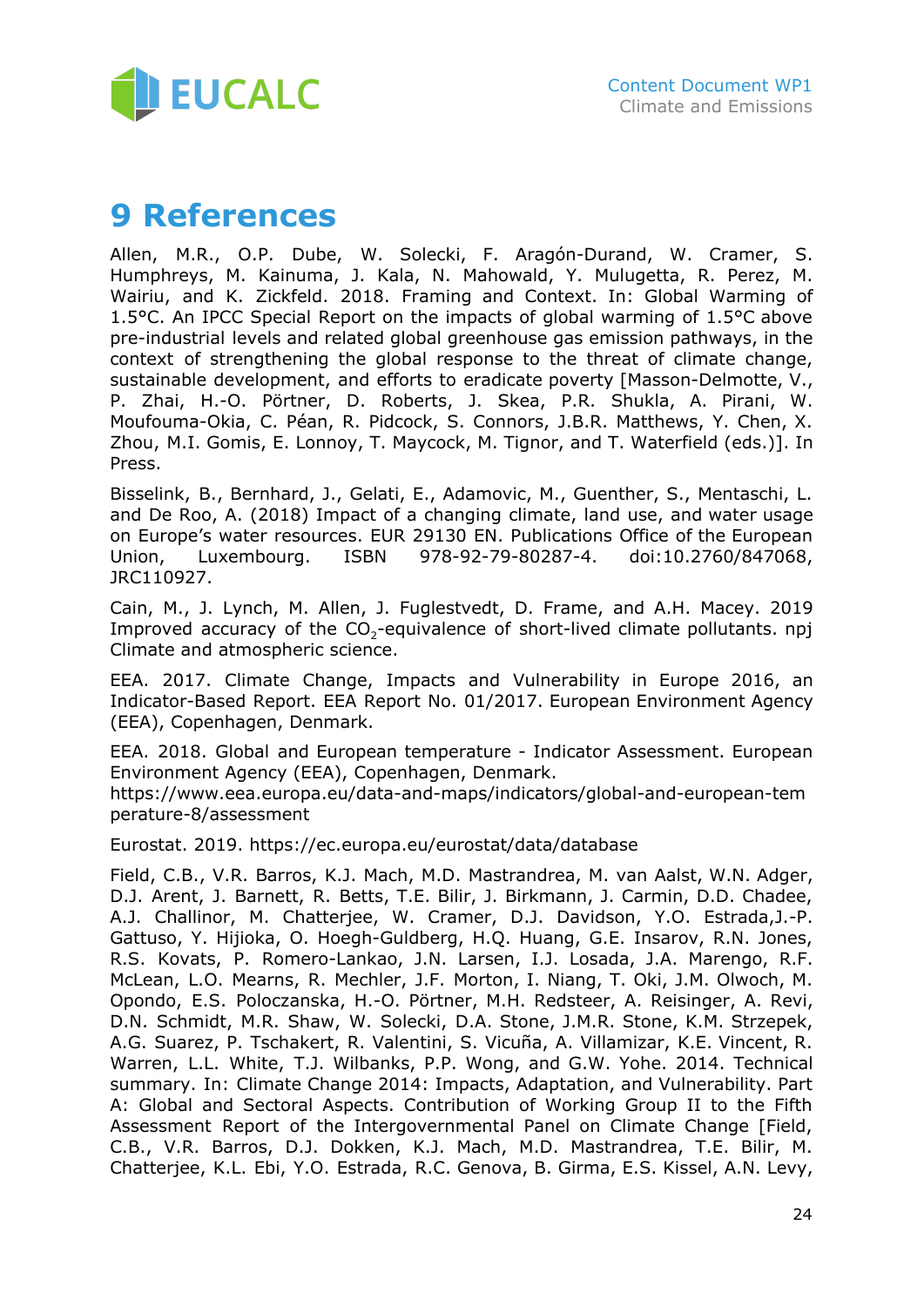# 9 References

Allen, M.R., O.P. Dube, W. Solecki, F. Aragón-Durand, W. Cramer, S. Humphreys, M. Kainuma, J. Kala, N. Mahowald, Y. Mulugetta, R. Perez, M. Wairiu, and K. Zickfeld. 2018. Framing and Context. In: Global Warming of 1.5°C. An IPCC Special Report on the impacts of global warming of 1.5°C above pre-industrial levels and related global greenhouse gas emission pathways, in the context of strengthening the global response to the threat of climate change, sustainable development, and efforts to eradicate poverty [Masson-Delmotte, V., P. Zhai, H.-O. Pörtner, D. Roberts, J. Skea, P.R. Shukla, A. Pirani, W. Moufouma-Okia, C. Péan, R. Pidcock, S. Connors, J.B.R. Matthews, Y. Chen, X. Zhou, M.I. Gomis, E. Lonnoy, T. Maycock, M. Tignor, and T. Waterfield (eds.)]. In Press.

Bisselink, B., Bernhard, J., Gelati, E., Adamovic, M., Guenther, S., Mentaschi, L. and De Roo, A. (2018) Impact of a changing climate, land use, and water usage on Europe's water resources. EUR 29130 EN. Publications Office of the European Union, Luxembourg. ISBN 978-92-79-80287-4. doi:10.2760/847068, JRC110927.

Cain, M., J. Lynch, M. Allen, J. Fuglestvedt, D. Frame, and A.H. Macey. 2019 Improved accuracy of the $CO_2$-equivalence of short-lived climate pollutants. npj Climate and atmospheric science.

EEA. 2017. Climate Change, Impacts and Vulnerability in Europe 2016, an Indicator-Based Report. EEA Report No. 01/2017. European Environment Agency (EEA), Copenhagen, Denmark.

EEA. 2018. Global and European temperature - Indicator Assessment. European Environment Agency (EEA), Copenhagen, Denmark.
https://www.eea.europa.eu/data-and-maps/indicators/global-and-european-temperature-8/assessment

Eurostat. 2019. https://ec.europa.eu/eurostat/data/database

Field, C.B., V.R. Barros, K.J. Mach, M.D. Mastrandrea, M. van Aalst, W.N. Adger, D.J. Arent, J. Barnett, R. Betts, T.E. Bilir, J. Birkmann, J. Carmin, D.D. Chadee, A.J. Challinor, M. Chatterjee, W. Cramer, D.J. Davidson, Y.O. Estrada,J.-P. Gattuso, Y. Hijioka, O. Hoegh-Guldberg, H.Q. Huang, G.E. Insarov, R.N. Jones, R.S. Kovats, P. Romero-Lankao, J.N. Larsen, I.J. Losada, J.A. Marengo, R.F. McLean, L.O. Mearns, R. Mechler, J.F. Morton, I. Niang, T. Oki, J.M. Olwoch, M. Opondo, E.S. Poloczanska, H.-O. Pörtner, M.H. Redsteer, A. Reisinger, A. Revi, D.N. Schmidt, M.R. Shaw, W. Solecki, D.A. Stone, J.M.R. Stone, K.M. Strzepek, A.G. Suarez, P. Tschakert, R. Valentini, S. Vicuña, A. Villamizar, K.E. Vincent, R. Warren, L.L. White, T.J. Wilbanks, P.P. Wong, and G.W. Yohe. 2014. Technical summary. In: Climate Change 2014: Impacts, Adaptation, and Vulnerability. Part A: Global and Sectoral Aspects. Contribution of Working Group II to the Fifth Assessment Report of the Intergovernmental Panel on Climate Change [Field, C.B., V.R. Barros, D.J. Dokken, K.J. Mach, M.D. Mastrandrea, T.E. Bilir, M. Chatterjee, K.L. Ebi, Y.O. Estrada, R.C. Genova, B. Girma, E.S. Kissel, A.N. Levy,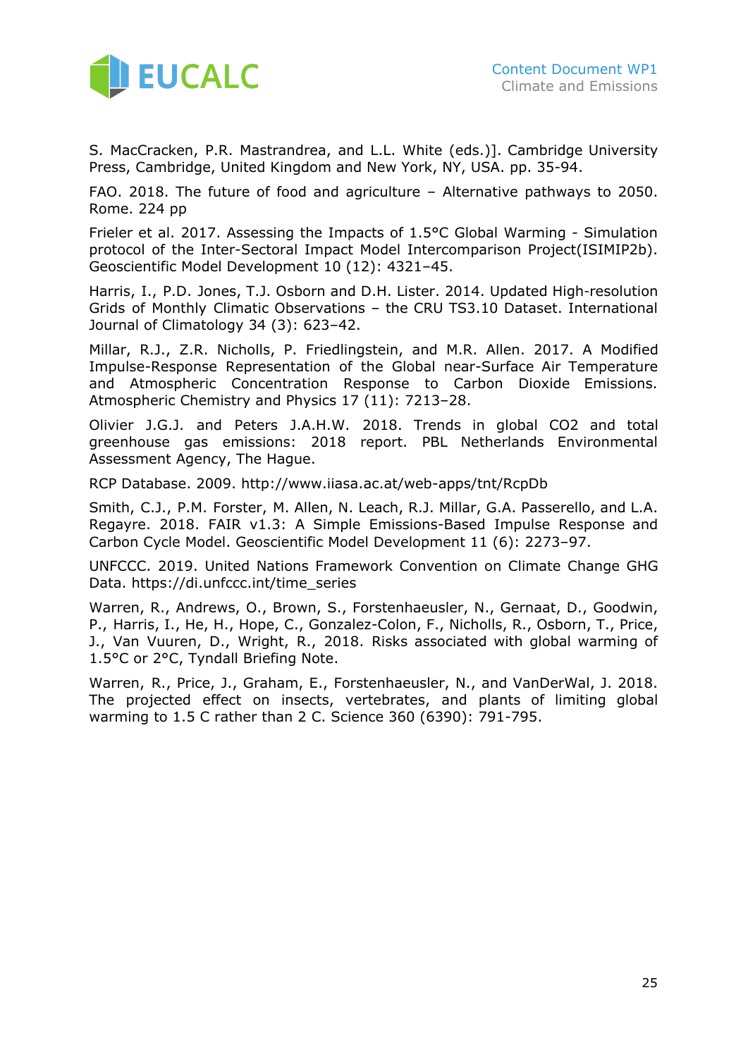S. MacCracken, P.R. Mastrandrea, and L.L. White (eds.)]. Cambridge University Press, Cambridge, United Kingdom and New York, NY, USA. pp. 35-94.

FAO. 2018. The future of food and agriculture – Alternative pathways to 2050. Rome. 224 pp

Frieler et al. 2017. Assessing the Impacts of 1.5°C Global Warming - Simulation protocol of the Inter-Sectoral Impact Model Intercomparison Project(ISIMIP2b). Geoscientific Model Development 10 (12): 4321–45.

Harris, I., P.D. Jones, T.J. Osborn and D.H. Lister. 2014. Updated High-resolution Grids of Monthly Climatic Observations – the CRU TS3.10 Dataset. International Journal of Climatology 34 (3): 623–42.

Millar, R.J., Z.R. Nicholls, P. Friedlingstein, and M.R. Allen. 2017. A Modified Impulse-Response Representation of the Global near-Surface Air Temperature and Atmospheric Concentration Response to Carbon Dioxide Emissions. Atmospheric Chemistry and Physics 17 (11): 7213–28.

Olivier J.G.J. and Peters J.A.H.W. 2018. Trends in global CO2 and total greenhouse gas emissions: 2018 report. PBL Netherlands Environmental Assessment Agency, The Hague.

RCP Database. 2009. http://www.iiasa.ac.at/web-apps/tnt/RcpDb

Smith, C.J., P.M. Forster, M. Allen, N. Leach, R.J. Millar, G.A. Passerello, and L.A. Regayre. 2018. FAIR v1.3: A Simple Emissions-Based Impulse Response and Carbon Cycle Model. Geoscientific Model Development 11 (6): 2273–97.

UNFCCC. 2019. United Nations Framework Convention on Climate Change GHG Data. https://di.unfccc.int/time_series

Warren, R., Andrews, O., Brown, S., Forstenhaeusler, N., Gernaat, D., Goodwin, P., Harris, I., He, H., Hope, C., Gonzalez-Colon, F., Nicholls, R., Osborn, T., Price, J., Van Vuuren, D., Wright, R., 2018. Risks associated with global warming of 1.5°C or 2°C, Tyndall Briefing Note.

Warren, R., Price, J., Graham, E., Forstenhaeusler, N., and VanDerWal, J. 2018. The projected effect on insects, vertebrates, and plants of limiting global warming to 1.5 C rather than 2 C. Science 360 (6390): 791-795.